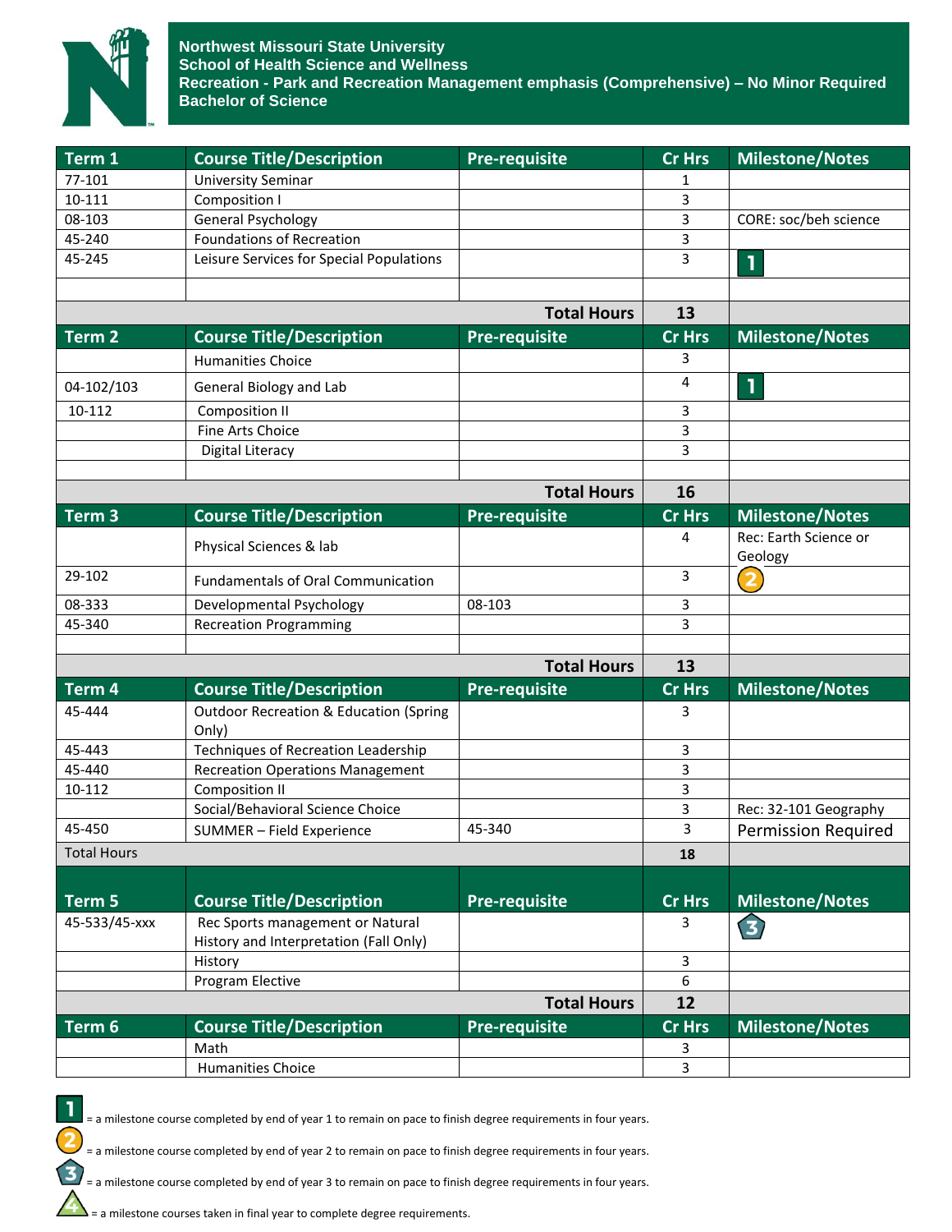# Northwest Missouri State University
## School of Health Science and Wellness
## Recreation - Park and Recreation Management emphasis (Comprehensive) – No Minor Required
## Bachelor of Science

| Term 1 | Course Title/Description | Pre-requisite | Cr Hrs | Milestone/Notes |
|---|---|---|---|---|
| 77-101 | University Seminar | | 1 | |
| 10-111 | Composition I | | 3 | |
| 08-103 | General Psychology | | 3 | CORE: soc/beh science |
| 45-240 | Foundations of Recreation | | 3 | |
| 45-245 | Leisure Services for Special Populations | | 3 | 1 |
| | | | | |
| | | Total Hours | 13 | |

| Term 2 | Course Title/Description | Pre-requisite | Cr Hrs | Milestone/Notes |
|---|---|---|---|---|
| | Humanities Choice | | 3 | |
| 04-102/103 | General Biology and Lab | | 4 | 1 |
| 10-112 | Composition II | | 3 | |
| | Fine Arts Choice | | 3 | |
| | Digital Literacy | | 3 | |
| | | | | |
| | | Total Hours | 16 | |

| Term 3 | Course Title/Description | Pre-requisite | Cr Hrs | Milestone/Notes |
|---|---|---|---|---|
| | Physical Sciences & lab | | 4 | Rec: Earth Science or Geology |
| 29-102 | Fundamentals of Oral Communication | | 3 | 2 |
| 08-333 | Developmental Psychology | 08-103 | 3 | |
| 45-340 | Recreation Programming | | 3 | |
| | | | | |
| | | Total Hours | 13 | |

| Term 4 | Course Title/Description | Pre-requisite | Cr Hrs | Milestone/Notes |
|---|---|---|---|---|
| 45-444 | Outdoor Recreation & Education (Spring Only) | | 3 | |
| 45-443 | Techniques of Recreation Leadership | | 3 | |
| 45-440 | Recreation Operations Management | | 3 | |
| 10-112 | Composition II | | 3 | |
| | Social/Behavioral Science Choice | | 3 | Rec: 32-101 Geography |
| 45-450 | SUMMER – Field Experience | 45-340 | 3 | Permission Required |
| Total Hours | | | 18 | |

| Term 5 | Course Title/Description | Pre-requisite | Cr Hrs | Milestone/Notes |
|---|---|---|---|---|
| 45-533/45-xxx | Rec Sports management or Natural History and Interpretation (Fall Only) | | 3 | 3 |
| | History | | 3 | |
| | Program Elective | | 6 | |
| | | Total Hours | 12 | |

| Term 6 | Course Title/Description | Pre-requisite | Cr Hrs | Milestone/Notes |
|---|---|---|---|---|
| | Math | | 3 | |
| | Humanities Choice | | 3 | |

1 = a milestone course completed by end of year 1 to remain on pace to finish degree requirements in four years.

2 = a milestone course completed by end of year 2 to remain on pace to finish degree requirements in four years.

3 = a milestone course completed by end of year 3 to remain on pace to finish degree requirements in four years.

4 = a milestone courses taken in final year to complete degree requirements.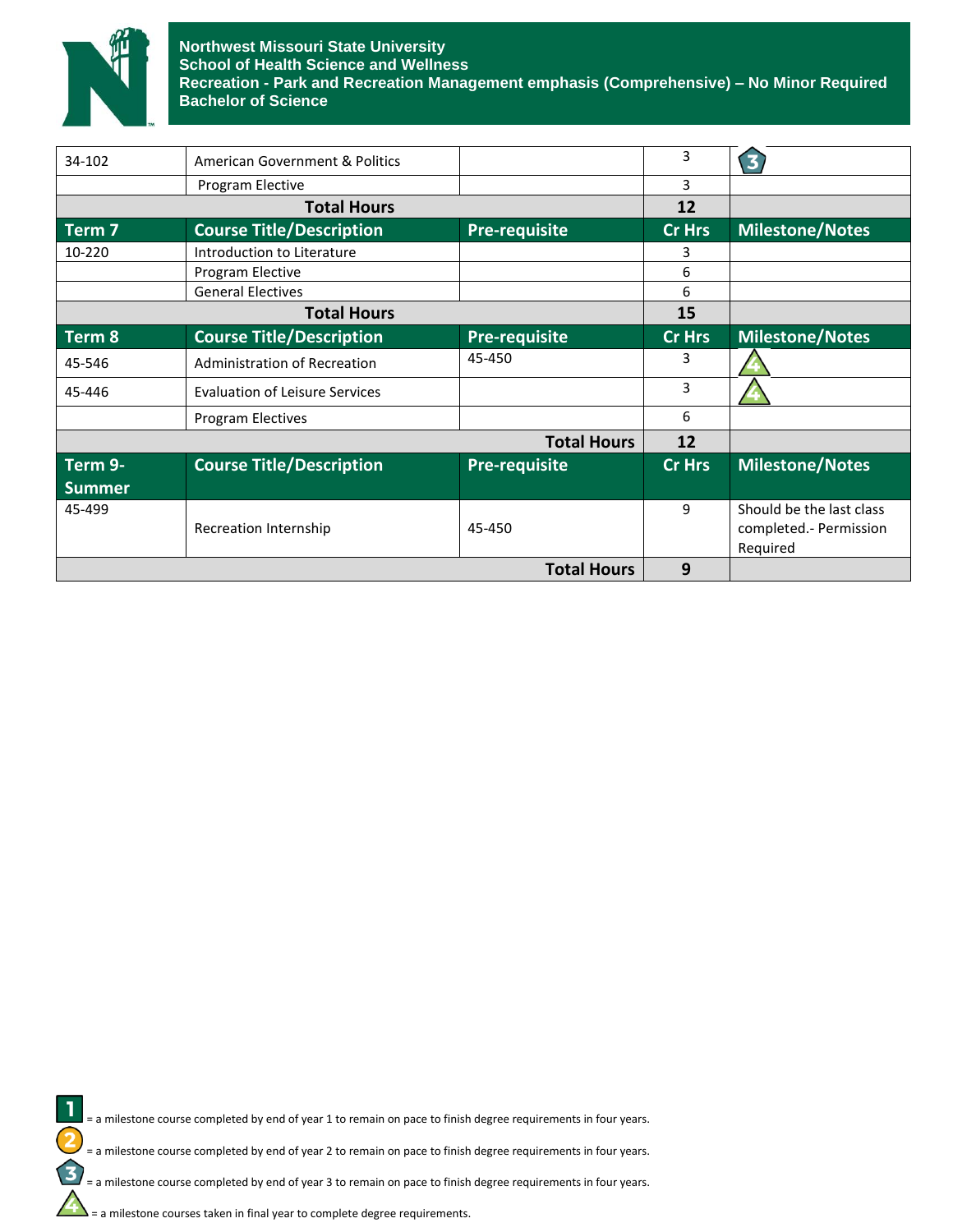**Northwest Missouri State University**
**School of Health Science and Wellness**
**Recreation - Park and Recreation Management emphasis (Comprehensive) – No Minor Required**
**Bachelor of Science**

| | | | | |
|---|---|---|---|---|
| 34-102 | American Government & Politics | | 3 | 3 |
| | Program Elective | | 3 | |
| **Total Hours** | | | **12** | |
| **Term 7** | **Course Title/Description** | **Pre-requisite** | **Cr Hrs** | **Milestone/Notes** |
| 10-220 | Introduction to Literature | | 3 | |
| | Program Elective | | 6 | |
| | General Electives | | 6 | |
| **Total Hours** | | | **15** | |
| **Term 8** | **Course Title/Description** | **Pre-requisite** | **Cr Hrs** | **Milestone/Notes** |
| 45-546 | Administration of Recreation | 45-450 | 3 | 4 |
| 45-446 | Evaluation of Leisure Services | | 3 | 4 |
| | Program Electives | | 6 | |
| **Total Hours** | | | **12** | |
| **Term 9-Summer** | **Course Title/Description** | **Pre-requisite** | **Cr Hrs** | **Milestone/Notes** |
| 45-499 | Recreation Internship | 45-450 | 9 | Should be the last class completed.- Permission Required |
| **Total Hours** | | | **9** | |

1 = a milestone course completed by end of year 1 to remain on pace to finish degree requirements in four years.

2 = a milestone course completed by end of year 2 to remain on pace to finish degree requirements in four years.

3 = a milestone course completed by end of year 3 to remain on pace to finish degree requirements in four years.

4 = a milestone courses taken in final year to complete degree requirements.